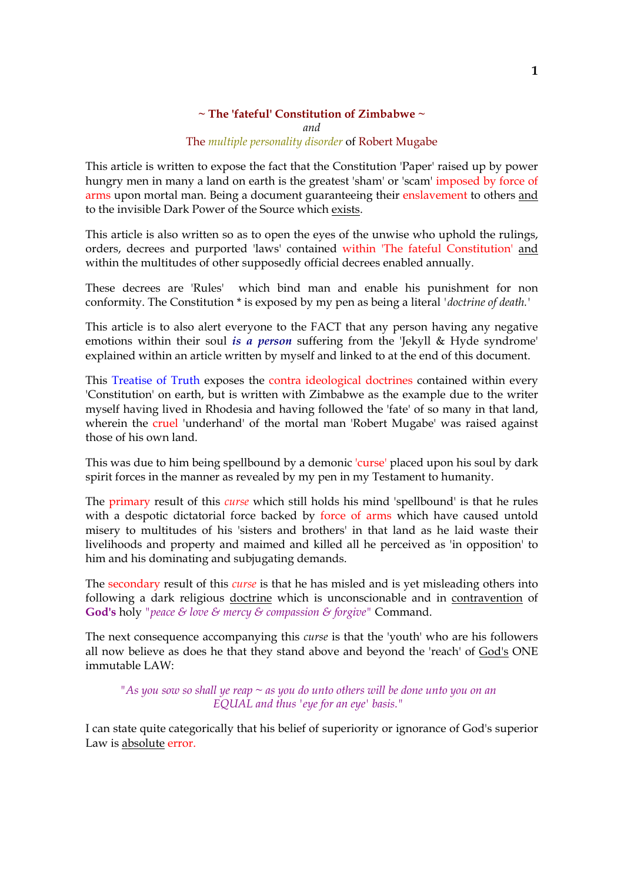## ~ The 'fateful' Constitution of Zimbabwe ~

*and*

The *multiple personality disorder* of Robert Mugabe

This article is written to expose the fact that the Constitution 'Paper' raised up by power hungry men in many a land on earth is the greatest 'sham' or 'scam' imposed by force of arms upon mortal man. Being a document guaranteeing their enslavement to others and to the invisible Dark Power of the Source which exists.

This article is also written so as to open the eyes of the unwise who uphold the rulings, orders, decrees and purported 'laws' contained within 'The fateful Constitution' and within the multitudes of other supposedly official decrees enabled annually.

These decrees are 'Rules' which bind man and enable his punishment for non conformity. The Constitution * is exposed by my pen as being a literal '*doctrine of death.*'

This article is to also alert everyone to the FACT that any person having any negative emotions within their soul ***is a person*** suffering from the 'Jekyll & Hyde syndrome' explained within an article written by myself and linked to at the end of this document.

This Treatise of Truth exposes the contra ideological doctrines contained within every 'Constitution' on earth, but is written with Zimbabwe as the example due to the writer myself having lived in Rhodesia and having followed the 'fate' of so many in that land, wherein the cruel 'underhand' of the mortal man 'Robert Mugabe' was raised against those of his own land.

This was due to him being spellbound by a demonic 'curse' placed upon his soul by dark spirit forces in the manner as revealed by my pen in my Testament to humanity.

The primary result of this *curse* which still holds his mind 'spellbound' is that he rules with a despotic dictatorial force backed by force of arms which have caused untold misery to multitudes of his 'sisters and brothers' in that land as he laid waste their livelihoods and property and maimed and killed all he perceived as 'in opposition' to him and his dominating and subjugating demands.

The secondary result of this *curse* is that he has misled and is yet misleading others into following a dark religious doctrine which is unconscionable and in contravention of **God's** holy "*peace & love & mercy & compassion & forgive*" Command.

The next consequence accompanying this *curse* is that the 'youth' who are his followers all now believe as does he that they stand above and beyond the 'reach' of God's ONE immutable LAW:

> *"As you sow so shall ye reap ~ as you do unto others will be done unto you on an EQUAL and thus 'eye for an eye' basis."*

I can state quite categorically that his belief of superiority or ignorance of God's superior Law is absolute error.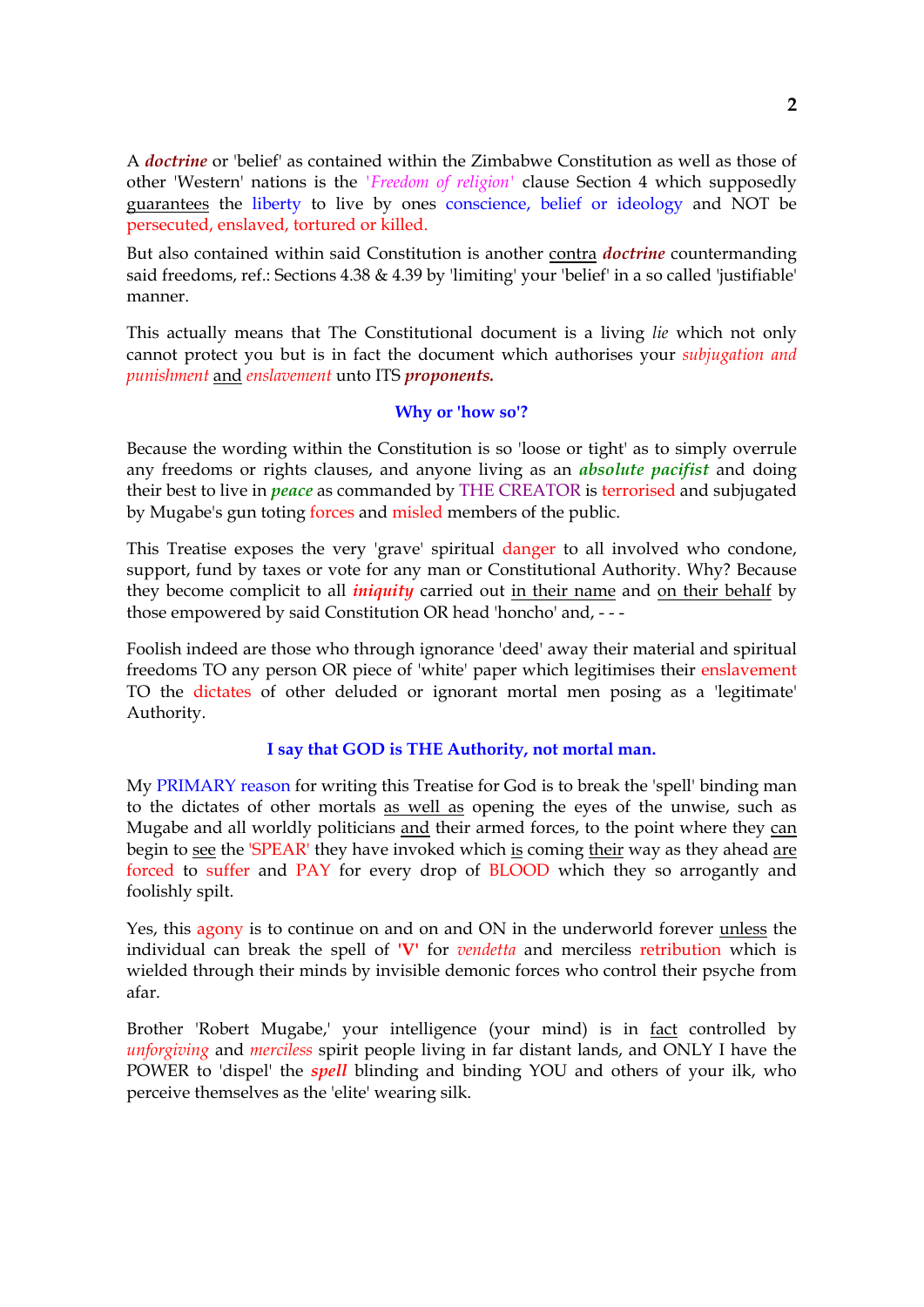A ***doctrine*** or 'belief' as contained within the Zimbabwe Constitution as well as those of other 'Western' nations is the *'Freedom of religion'* clause Section 4 which supposedly guarantees the liberty to live by ones conscience, belief or ideology and NOT be persecuted, enslaved, tortured or killed.

But also contained within said Constitution is another contra ***doctrine*** countermanding said freedoms, ref.: Sections 4.38 & 4.39 by 'limiting' your 'belief' in a so called 'justifiable' manner.

This actually means that The Constitutional document is a living *lie* which not only cannot protect you but is in fact the document which authorises your *subjugation and punishment* and *enslavement* unto ITS ***proponents.***

**Why or 'how so'?**

Because the wording within the Constitution is so 'loose or tight' as to simply overrule any freedoms or rights clauses, and anyone living as an ***absolute pacifist*** and doing their best to live in ***peace*** as commanded by THE CREATOR is terrorised and subjugated by Mugabe's gun toting forces and misled members of the public.

This Treatise exposes the very 'grave' spiritual danger to all involved who condone, support, fund by taxes or vote for any man or Constitutional Authority. Why? Because they become complicit to all ***iniquity*** carried out in their name and on their behalf by those empowered by said Constitution OR head 'honcho' and, - - -

Foolish indeed are those who through ignorance 'deed' away their material and spiritual freedoms TO any person OR piece of 'white' paper which legitimises their enslavement TO the dictates of other deluded or ignorant mortal men posing as a 'legitimate' Authority.

**I say that GOD is THE Authority, not mortal man.**

My PRIMARY reason for writing this Treatise for God is to break the 'spell' binding man to the dictates of other mortals as well as opening the eyes of the unwise, such as Mugabe and all worldly politicians and their armed forces, to the point where they can begin to see the 'SPEAR' they have invoked which is coming their way as they ahead are forced to suffer and PAY for every drop of BLOOD which they so arrogantly and foolishly spilt.

Yes, this agony is to continue on and on and ON in the underworld forever unless the individual can break the spell of **'V'** for *vendetta* and merciless retribution which is wielded through their minds by invisible demonic forces who control their psyche from afar.

Brother 'Robert Mugabe,' your intelligence (your mind) is in fact controlled by *unforgiving* and *merciless* spirit people living in far distant lands, and ONLY I have the POWER to 'dispel' the ***spell*** blinding and binding YOU and others of your ilk, who perceive themselves as the 'elite' wearing silk.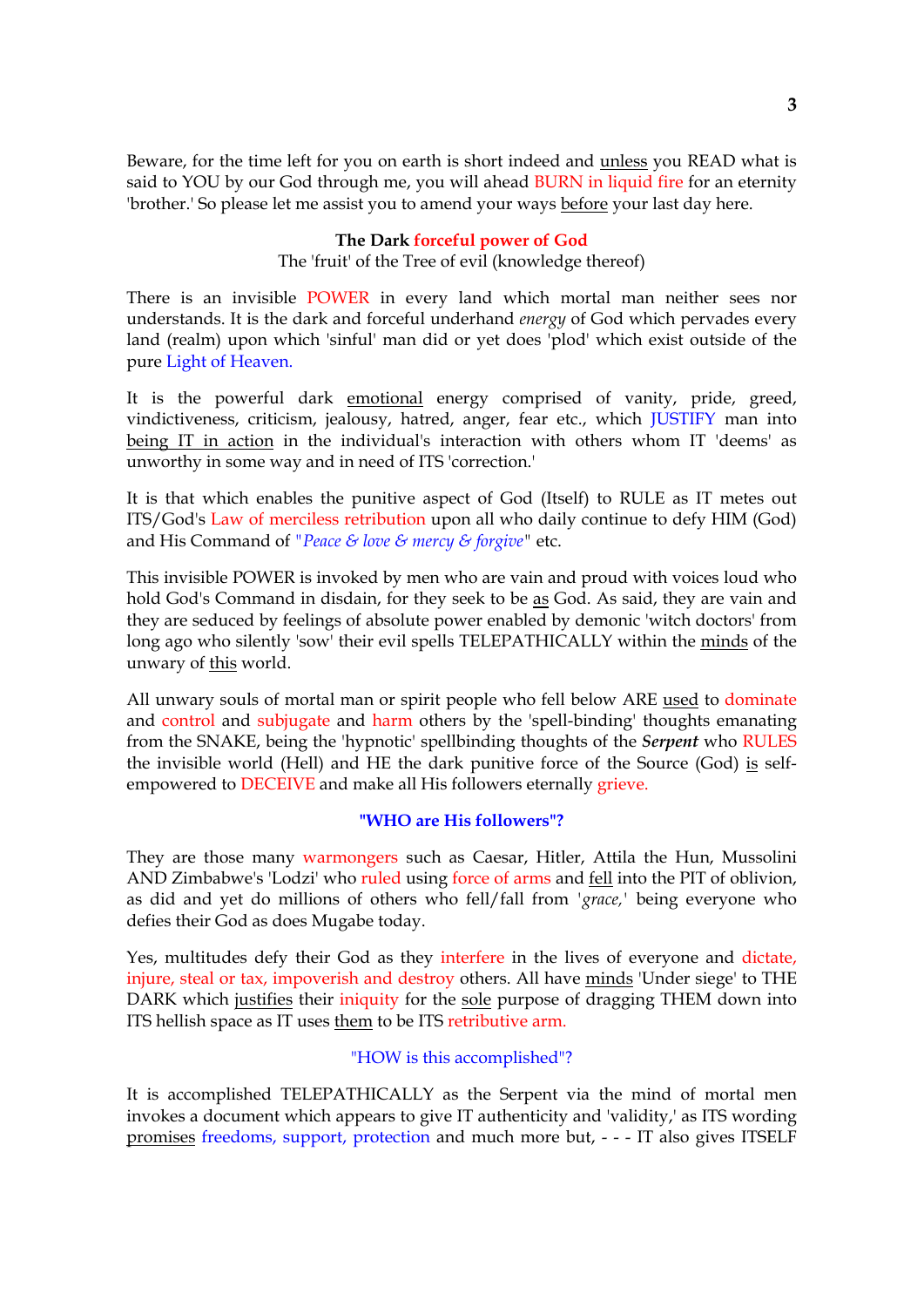Beware, for the time left for you on earth is short indeed and unless you READ what is said to YOU by our God through me, you will ahead BURN in liquid fire for an eternity 'brother.' So please let me assist you to amend your ways before your last day here.

**The Dark forceful power of God**

The 'fruit' of the Tree of evil (knowledge thereof)

There is an invisible POWER in every land which mortal man neither sees nor understands. It is the dark and forceful underhand *energy* of God which pervades every land (realm) upon which 'sinful' man did or yet does 'plod' which exist outside of the pure Light of Heaven.

It is the powerful dark emotional energy comprised of vanity, pride, greed, vindictiveness, criticism, jealousy, hatred, anger, fear etc., which JUSTIFY man into being IT in action in the individual's interaction with others whom IT 'deems' as unworthy in some way and in need of ITS 'correction.'

It is that which enables the punitive aspect of God (Itself) to RULE as IT metes out ITS/God's Law of merciless retribution upon all who daily continue to defy HIM (God) and His Command of "*Peace & love & mercy & forgive*" etc.

This invisible POWER is invoked by men who are vain and proud with voices loud who hold God's Command in disdain, for they seek to be as God. As said, they are vain and they are seduced by feelings of absolute power enabled by demonic 'witch doctors' from long ago who silently 'sow' their evil spells TELEPATHICALLY within the minds of the unwary of this world.

All unwary souls of mortal man or spirit people who fell below ARE used to dominate and control and subjugate and harm others by the 'spell-binding' thoughts emanating from the SNAKE, being the 'hypnotic' spellbinding thoughts of the ***Serpent*** who RULES the invisible world (Hell) and HE the dark punitive force of the Source (God) is self-empowered to DECEIVE and make all His followers eternally grieve.

**"WHO are His followers"?**

They are those many warmongers such as Caesar, Hitler, Attila the Hun, Mussolini AND Zimbabwe's 'Lodzi' who ruled using force of arms and fell into the PIT of oblivion, as did and yet do millions of others who fell/fall from '*grace,*' being everyone who defies their God as does Mugabe today.

Yes, multitudes defy their God as they interfere in the lives of everyone and dictate, injure, steal or tax, impoverish and destroy others. All have minds 'Under siege' to THE DARK which justifies their iniquity for the sole purpose of dragging THEM down into ITS hellish space as IT uses them to be ITS retributive arm.

"HOW is this accomplished"?

It is accomplished TELEPATHICALLY as the Serpent via the mind of mortal men invokes a document which appears to give IT authenticity and 'validity,' as ITS wording promises freedoms, support, protection and much more but, - - - IT also gives ITSELF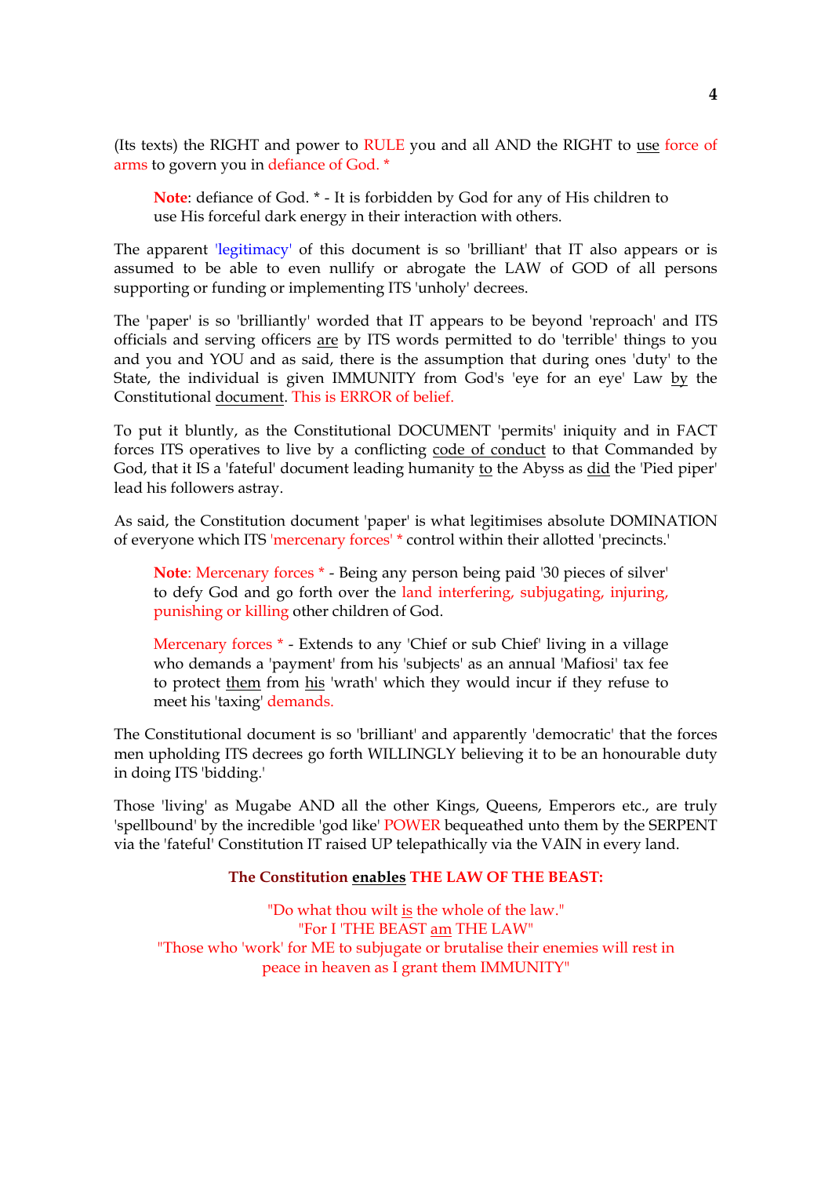(Its texts) the RIGHT and power to RULE you and all AND the RIGHT to <u>use</u> force of arms to govern you in defiance of God. *

> **Note**: defiance of God. * - It is forbidden by God for any of His children to use His forceful dark energy in their interaction with others.

The apparent 'legitimacy' of this document is so 'brilliant' that IT also appears or is assumed to be able to even nullify or abrogate the LAW of GOD of all persons supporting or funding or implementing ITS 'unholy' decrees.

The 'paper' is so 'brilliantly' worded that IT appears to be beyond 'reproach' and ITS officials and serving officers <u>are</u> by ITS words permitted to do 'terrible' things to you and you and YOU and as said, there is the assumption that during ones 'duty' to the State, the individual is given IMMUNITY from God's 'eye for an eye' Law <u>by</u> the Constitutional <u>document</u>. This is ERROR of belief.

To put it bluntly, as the Constitutional DOCUMENT 'permits' iniquity and in FACT forces ITS operatives to live by a conflicting <u>code of conduct</u> to that Commanded by God, that it IS a 'fateful' document leading humanity <u>to</u> the Abyss as <u>did</u> the 'Pied piper' lead his followers astray.

As said, the Constitution document 'paper' is what legitimises absolute DOMINATION of everyone which ITS 'mercenary forces' * control within their allotted 'precincts.'

> **Note**: Mercenary forces * - Being any person being paid '30 pieces of silver' to defy God and go forth over the land interfering, subjugating, injuring, punishing or killing other children of God.
>
> Mercenary forces * - Extends to any 'Chief or sub Chief' living in a village who demands a 'payment' from his 'subjects' as an annual 'Mafiosi' tax fee to protect <u>them</u> from <u>his</u> 'wrath' which they would incur if they refuse to meet his 'taxing' demands.

The Constitutional document is so 'brilliant' and apparently 'democratic' that the forces men upholding ITS decrees go forth WILLINGLY believing it to be an honourable duty in doing ITS 'bidding.'

Those 'living' as Mugabe AND all the other Kings, Queens, Emperors etc., are truly 'spellbound' by the incredible 'god like' POWER bequeathed unto them by the SERPENT via the 'fateful' Constitution IT raised UP telepathically via the VAIN in every land.

**The Constitution <u>enables</u> THE LAW OF THE BEAST:**

"Do what thou wilt <u>is</u> the whole of the law."
"For I 'THE BEAST <u>am</u> THE LAW"
"Those who 'work' for ME to subjugate or brutalise their enemies will rest in peace in heaven as I grant them IMMUNITY"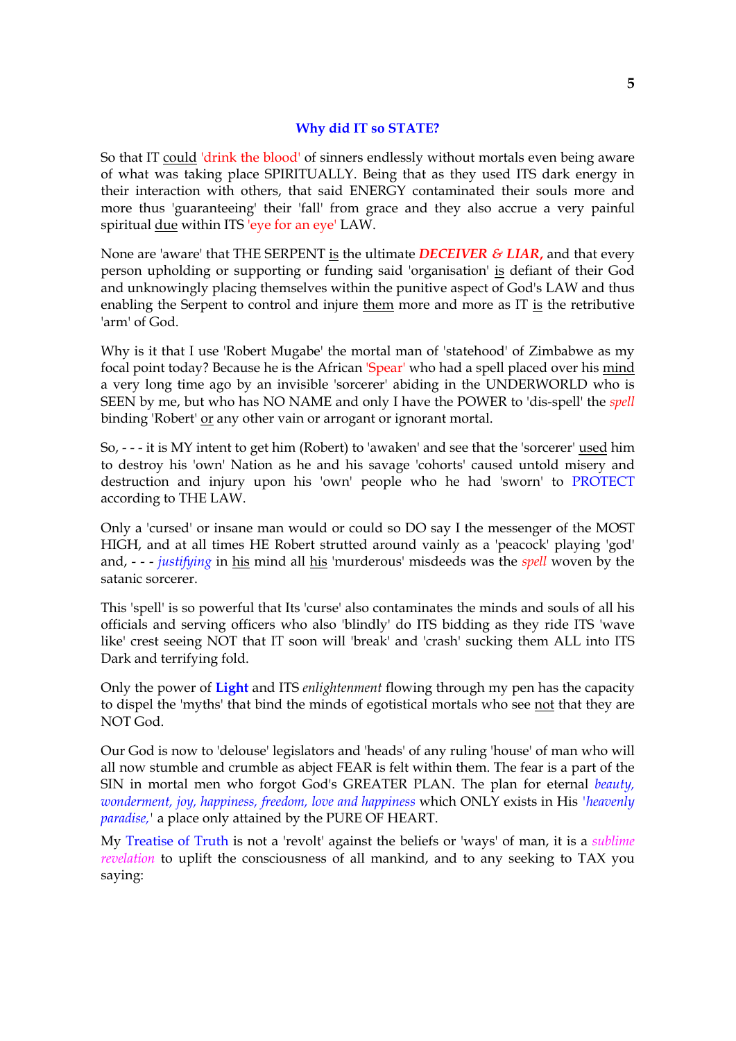## **Why did IT so STATE?**

So that IT could 'drink the blood' of sinners endlessly without mortals even being aware of what was taking place SPIRITUALLY. Being that as they used ITS dark energy in their interaction with others, that said ENERGY contaminated their souls more and more thus 'guaranteeing' their 'fall' from grace and they also accrue a very painful spiritual due within ITS 'eye for an eye' LAW.

None are 'aware' that THE SERPENT is the ultimate ***DECEIVER & LIAR***, and that every person upholding or supporting or funding said 'organisation' is defiant of their God and unknowingly placing themselves within the punitive aspect of God's LAW and thus enabling the Serpent to control and injure them more and more as IT is the retributive 'arm' of God.

Why is it that I use 'Robert Mugabe' the mortal man of 'statehood' of Zimbabwe as my focal point today? Because he is the African 'Spear' who had a spell placed over his mind a very long time ago by an invisible 'sorcerer' abiding in the UNDERWORLD who is SEEN by me, but who has NO NAME and only I have the POWER to 'dis-spell' the *spell* binding 'Robert' or any other vain or arrogant or ignorant mortal.

So, - - - it is MY intent to get him (Robert) to 'awaken' and see that the 'sorcerer' used him to destroy his 'own' Nation as he and his savage 'cohorts' caused untold misery and destruction and injury upon his 'own' people who he had 'sworn' to PROTECT according to THE LAW.

Only a 'cursed' or insane man would or could so DO say I the messenger of the MOST HIGH, and at all times HE Robert strutted around vainly as a 'peacock' playing 'god' and, - - - *justifying* in his mind all his 'murderous' misdeeds was the *spell* woven by the satanic sorcerer.

This 'spell' is so powerful that Its 'curse' also contaminates the minds and souls of all his officials and serving officers who also 'blindly' do ITS bidding as they ride ITS 'wave like' crest seeing NOT that IT soon will 'break' and 'crash' sucking them ALL into ITS Dark and terrifying fold.

Only the power of **Light** and ITS *enlightenment* flowing through my pen has the capacity to dispel the 'myths' that bind the minds of egotistical mortals who see not that they are NOT God.

Our God is now to 'delouse' legislators and 'heads' of any ruling 'house' of man who will all now stumble and crumble as abject FEAR is felt within them. The fear is a part of the SIN in mortal men who forgot God's GREATER PLAN. The plan for eternal *beauty, wonderment, joy, happiness, freedom, love and happiness* which ONLY exists in His '*heavenly paradise,*' a place only attained by the PURE OF HEART.

My Treatise of Truth is not a 'revolt' against the beliefs or 'ways' of man, it is a *sublime revelation* to uplift the consciousness of all mankind, and to any seeking to TAX you saying: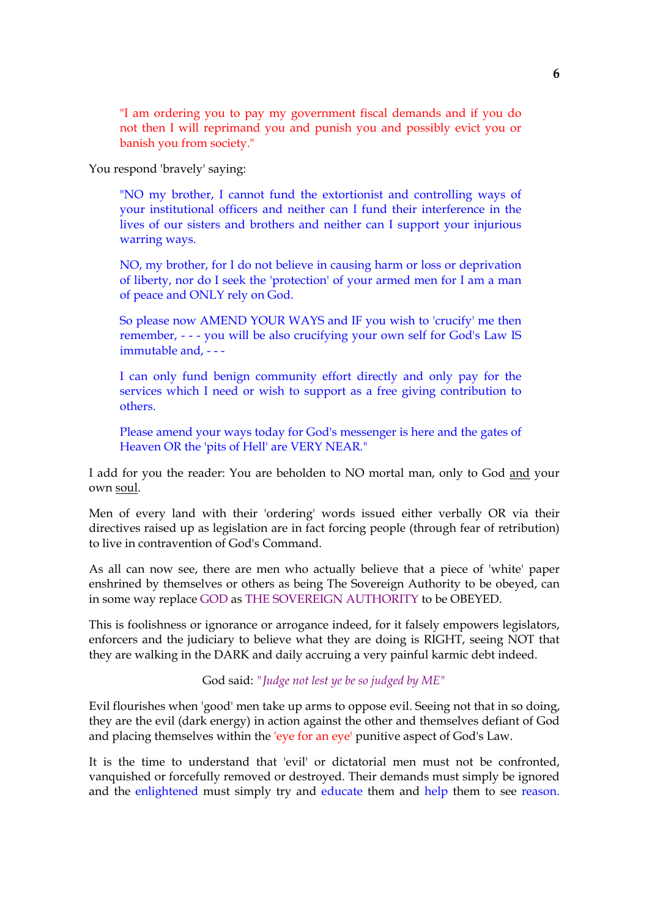> "I am ordering you to pay my government fiscal demands and if you do not then I will reprimand you and punish you and possibly evict you or banish you from society."

You respond 'bravely' saying:

> "NO my brother, I cannot fund the extortionist and controlling ways of your institutional officers and neither can I fund their interference in the lives of our sisters and brothers and neither can I support your injurious warring ways.
>
> NO, my brother, for I do not believe in causing harm or loss or deprivation of liberty, nor do I seek the 'protection' of your armed men for I am a man of peace and ONLY rely on God.
>
> So please now AMEND YOUR WAYS and IF you wish to 'crucify' me then remember, - - - you will be also crucifying your own self for God's Law IS immutable and, - - -
>
> I can only fund benign community effort directly and only pay for the services which I need or wish to support as a free giving contribution to others.
>
> Please amend your ways today for God's messenger is here and the gates of Heaven OR the 'pits of Hell' are VERY NEAR."

I add for you the reader: You are beholden to NO mortal man, only to God <u>and</u> your own <u>soul</u>.

Men of every land with their 'ordering' words issued either verbally OR via their directives raised up as legislation are in fact forcing people (through fear of retribution) to live in contravention of God's Command.

As all can now see, there are men who actually believe that a piece of 'white' paper enshrined by themselves or others as being The Sovereign Authority to be obeyed, can in some way replace GOD as THE SOVEREIGN AUTHORITY to be OBEYED.

This is foolishness or ignorance or arrogance indeed, for it falsely empowers legislators, enforcers and the judiciary to believe what they are doing is RIGHT, seeing NOT that they are walking in the DARK and daily accruing a very painful karmic debt indeed.

God said: "*Judge not lest ye be so judged by ME*"

Evil flourishes when 'good' men take up arms to oppose evil. Seeing not that in so doing, they are the evil (dark energy) in action against the other and themselves defiant of God and placing themselves within the 'eye for an eye' punitive aspect of God's Law.

It is the time to understand that 'evil' or dictatorial men must not be confronted, vanquished or forcefully removed or destroyed. Their demands must simply be ignored and the enlightened must simply try and educate them and help them to see reason.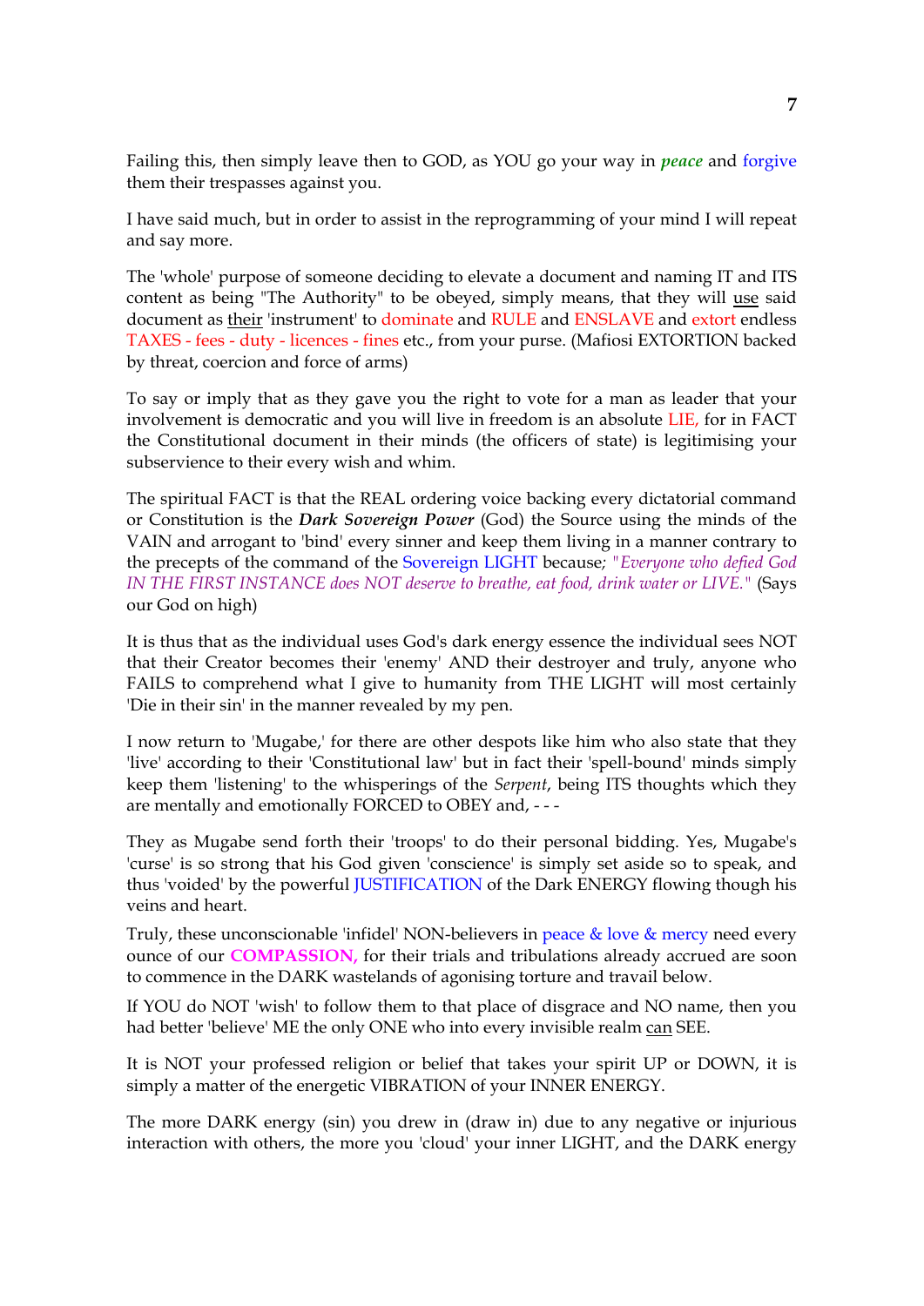Failing this, then simply leave then to GOD, as YOU go your way in ***peace*** and forgive them their trespasses against you.

I have said much, but in order to assist in the reprogramming of your mind I will repeat and say more.

The 'whole' purpose of someone deciding to elevate a document and naming IT and ITS content as being "The Authority" to be obeyed, simply means, that they will use said document as their 'instrument' to dominate and RULE and ENSLAVE and extort endless TAXES - fees - duty - licences - fines etc., from your purse. (Mafiosi EXTORTION backed by threat, coercion and force of arms)

To say or imply that as they gave you the right to vote for a man as leader that your involvement is democratic and you will live in freedom is an absolute LIE, for in FACT the Constitutional document in their minds (the officers of state) is legitimising your subservience to their every wish and whim.

The spiritual FACT is that the REAL ordering voice backing every dictatorial command or Constitution is the ***Dark Sovereign Power*** (God) the Source using the minds of the VAIN and arrogant to 'bind' every sinner and keep them living in a manner contrary to the precepts of the command of the Sovereign LIGHT because; *"Everyone who defied God IN THE FIRST INSTANCE does NOT deserve to breathe, eat food, drink water or LIVE."* (Says our God on high)

It is thus that as the individual uses God's dark energy essence the individual sees NOT that their Creator becomes their 'enemy' AND their destroyer and truly, anyone who FAILS to comprehend what I give to humanity from THE LIGHT will most certainly 'Die in their sin' in the manner revealed by my pen.

I now return to 'Mugabe,' for there are other despots like him who also state that they 'live' according to their 'Constitutional law' but in fact their 'spell-bound' minds simply keep them 'listening' to the whisperings of the *Serpent*, being ITS thoughts which they are mentally and emotionally FORCED to OBEY and, - - -

They as Mugabe send forth their 'troops' to do their personal bidding. Yes, Mugabe's 'curse' is so strong that his God given 'conscience' is simply set aside so to speak, and thus 'voided' by the powerful JUSTIFICATION of the Dark ENERGY flowing though his veins and heart.

Truly, these unconscionable 'infidel' NON-believers in peace & love & mercy need every ounce of our **COMPASSION,** for their trials and tribulations already accrued are soon to commence in the DARK wastelands of agonising torture and travail below.

If YOU do NOT 'wish' to follow them to that place of disgrace and NO name, then you had better 'believe' ME the only ONE who into every invisible realm can SEE.

It is NOT your professed religion or belief that takes your spirit UP or DOWN, it is simply a matter of the energetic VIBRATION of your INNER ENERGY.

The more DARK energy (sin) you drew in (draw in) due to any negative or injurious interaction with others, the more you 'cloud' your inner LIGHT, and the DARK energy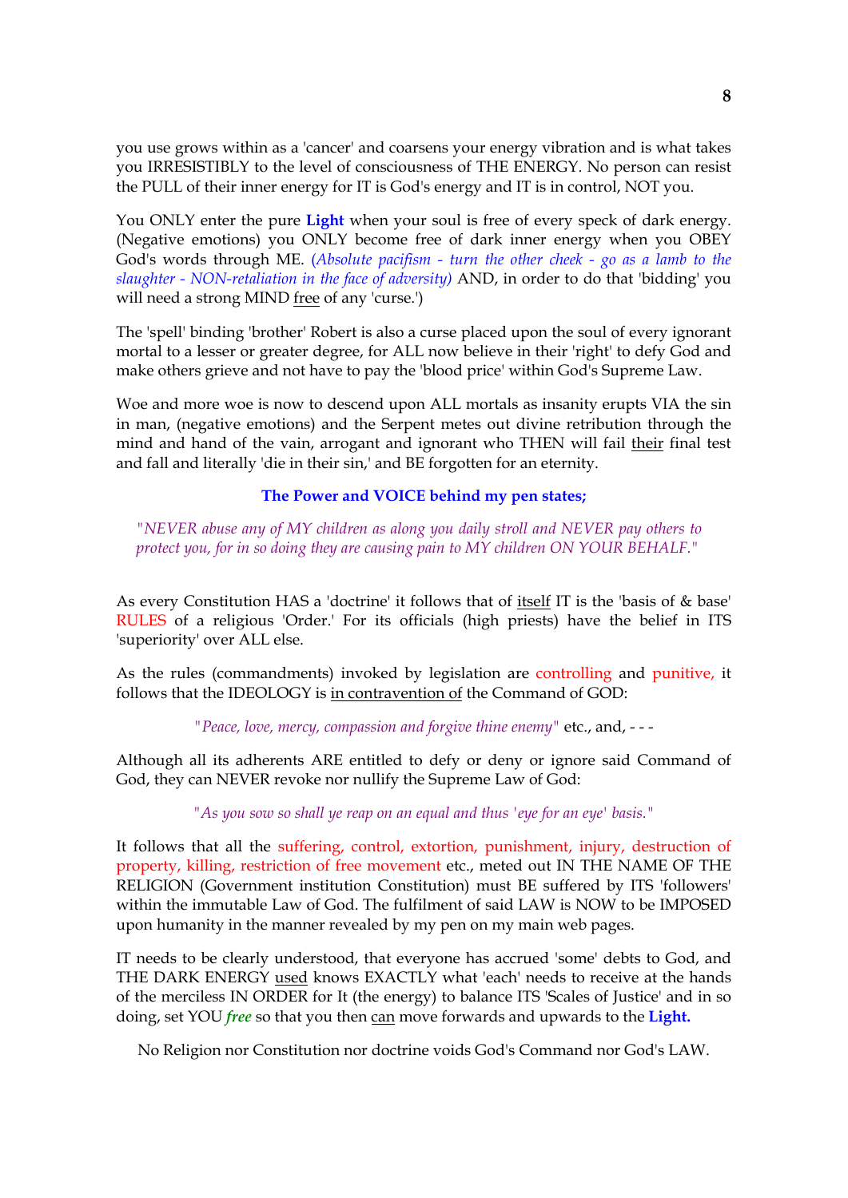you use grows within as a 'cancer' and coarsens your energy vibration and is what takes you IRRESISTIBLY to the level of consciousness of THE ENERGY. No person can resist the PULL of their inner energy for IT is God's energy and IT is in control, NOT you.

You ONLY enter the pure **Light** when your soul is free of every speck of dark energy. (Negative emotions) you ONLY become free of dark inner energy when you OBEY God's words through ME. (*Absolute pacifism - turn the other cheek - go as a lamb to the slaughter - NON-retaliation in the face of adversity)* AND, in order to do that 'bidding' you will need a strong MIND free of any 'curse.')

The 'spell' binding 'brother' Robert is also a curse placed upon the soul of every ignorant mortal to a lesser or greater degree, for ALL now believe in their 'right' to defy God and make others grieve and not have to pay the 'blood price' within God's Supreme Law.

Woe and more woe is now to descend upon ALL mortals as insanity erupts VIA the sin in man, (negative emotions) and the Serpent metes out divine retribution through the mind and hand of the vain, arrogant and ignorant who THEN will fail their final test and fall and literally 'die in their sin,' and BE forgotten for an eternity.

**The Power and VOICE behind my pen states;**

*"NEVER abuse any of MY children as along you daily stroll and NEVER pay others to protect you, for in so doing they are causing pain to MY children ON YOUR BEHALF."*

As every Constitution HAS a 'doctrine' it follows that of itself IT is the 'basis of & base' RULES of a religious 'Order.' For its officials (high priests) have the belief in ITS 'superiority' over ALL else.

As the rules (commandments) invoked by legislation are controlling and punitive, it follows that the IDEOLOGY is in contravention of the Command of GOD:

*"Peace, love, mercy, compassion and forgive thine enemy"* etc., and, - - -

Although all its adherents ARE entitled to defy or deny or ignore said Command of God, they can NEVER revoke nor nullify the Supreme Law of God:

*"As you sow so shall ye reap on an equal and thus 'eye for an eye' basis."*

It follows that all the suffering, control, extortion, punishment, injury, destruction of property, killing, restriction of free movement etc., meted out IN THE NAME OF THE RELIGION (Government institution Constitution) must BE suffered by ITS 'followers' within the immutable Law of God. The fulfilment of said LAW is NOW to be IMPOSED upon humanity in the manner revealed by my pen on my main web pages.

IT needs to be clearly understood, that everyone has accrued 'some' debts to God, and THE DARK ENERGY used knows EXACTLY what 'each' needs to receive at the hands of the merciless IN ORDER for It (the energy) to balance ITS 'Scales of Justice' and in so doing, set YOU ***free*** so that you then can move forwards and upwards to the **Light.**

No Religion nor Constitution nor doctrine voids God's Command nor God's LAW.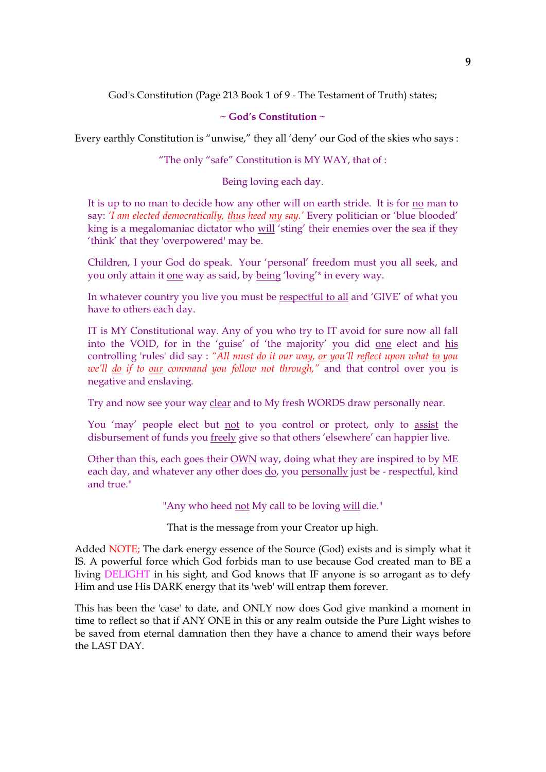God's Constitution (Page 213 Book 1 of 9 - The Testament of Truth) states;

**~ God's Constitution ~**

Every earthly Constitution is "unwise," they all 'deny' our God of the skies who says :

"The only "safe" Constitution is MY WAY, that of :

Being loving each day.

It is up to no man to decide how any other will on earth stride. It is for no man to say: *'I am elected democratically, thus heed my say.'* Every politician or 'blue blooded' king is a megalomaniac dictator who will 'sting' their enemies over the sea if they 'think' that they 'overpowered' may be.

Children, I your God do speak. Your 'personal' freedom must you all seek, and you only attain it one way as said, by being 'loving'* in every way.

In whatever country you live you must be respectful to all and 'GIVE' of what you have to others each day.

IT is MY Constitutional way. Any of you who try to IT avoid for sure now all fall into the VOID, for in the 'guise' of 'the majority' you did one elect and his controlling 'rules' did say : *"All must do it our way, or you'll reflect upon what to you we'll do if to our command you follow not through,"* and that control over you is negative and enslaving.

Try and now see your way clear and to My fresh WORDS draw personally near.

You 'may' people elect but not to you control or protect, only to assist the disbursement of funds you freely give so that others 'elsewhere' can happier live.

Other than this, each goes their OWN way, doing what they are inspired to by ME each day, and whatever any other does do, you personally just be - respectful, kind and true."

"Any who heed not My call to be loving will die."

That is the message from your Creator up high.

Added NOTE; The dark energy essence of the Source (God) exists and is simply what it IS. A powerful force which God forbids man to use because God created man to BE a living DELIGHT in his sight, and God knows that IF anyone is so arrogant as to defy Him and use His DARK energy that its 'web' will entrap them forever.

This has been the 'case' to date, and ONLY now does God give mankind a moment in time to reflect so that if ANY ONE in this or any realm outside the Pure Light wishes to be saved from eternal damnation then they have a chance to amend their ways before the LAST DAY.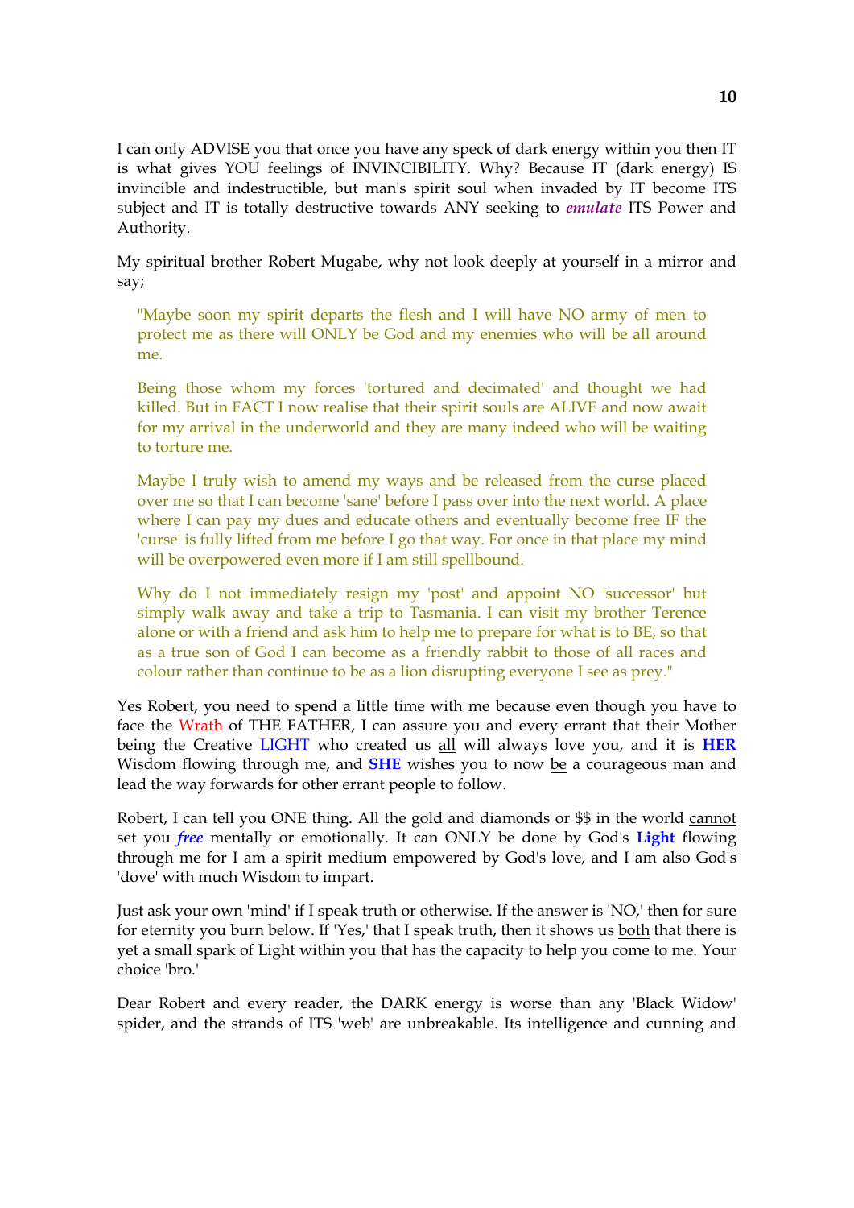I can only ADVISE you that once you have any speck of dark energy within you then IT is what gives YOU feelings of INVINCIBILITY. Why? Because IT (dark energy) IS invincible and indestructible, but man's spirit soul when invaded by IT become ITS subject and IT is totally destructive towards ANY seeking to ***emulate*** ITS Power and Authority.

My spiritual brother Robert Mugabe, why not look deeply at yourself in a mirror and say;

> "Maybe soon my spirit departs the flesh and I will have NO army of men to protect me as there will ONLY be God and my enemies who will be all around me.
>
> Being those whom my forces 'tortured and decimated' and thought we had killed. But in FACT I now realise that their spirit souls are ALIVE and now await for my arrival in the underworld and they are many indeed who will be waiting to torture me.
>
> Maybe I truly wish to amend my ways and be released from the curse placed over me so that I can become 'sane' before I pass over into the next world. A place where I can pay my dues and educate others and eventually become free IF the 'curse' is fully lifted from me before I go that way. For once in that place my mind will be overpowered even more if I am still spellbound.
>
> Why do I not immediately resign my 'post' and appoint NO 'successor' but simply walk away and take a trip to Tasmania. I can visit my brother Terence alone or with a friend and ask him to help me to prepare for what is to BE, so that as a true son of God I <u>can</u> become as a friendly rabbit to those of all races and colour rather than continue to be as a lion disrupting everyone I see as prey."

Yes Robert, you need to spend a little time with me because even though you have to face the Wrath of THE FATHER, I can assure you and every errant that their Mother being the Creative LIGHT who created us <u>all</u> will always love you, and it is **HER** Wisdom flowing through me, and **SHE** wishes you to now <u>be</u> a courageous man and lead the way forwards for other errant people to follow.

Robert, I can tell you ONE thing. All the gold and diamonds or $$ in the world <u>cannot</u> set you ***free*** mentally or emotionally. It can ONLY be done by God's **Light** flowing through me for I am a spirit medium empowered by God's love, and I am also God's 'dove' with much Wisdom to impart.

Just ask your own 'mind' if I speak truth or otherwise. If the answer is 'NO,' then for sure for eternity you burn below. If 'Yes,' that I speak truth, then it shows us <u>both</u> that there is yet a small spark of Light within you that has the capacity to help you come to me. Your choice 'bro.'

Dear Robert and every reader, the DARK energy is worse than any 'Black Widow' spider, and the strands of ITS 'web' are unbreakable. Its intelligence and cunning and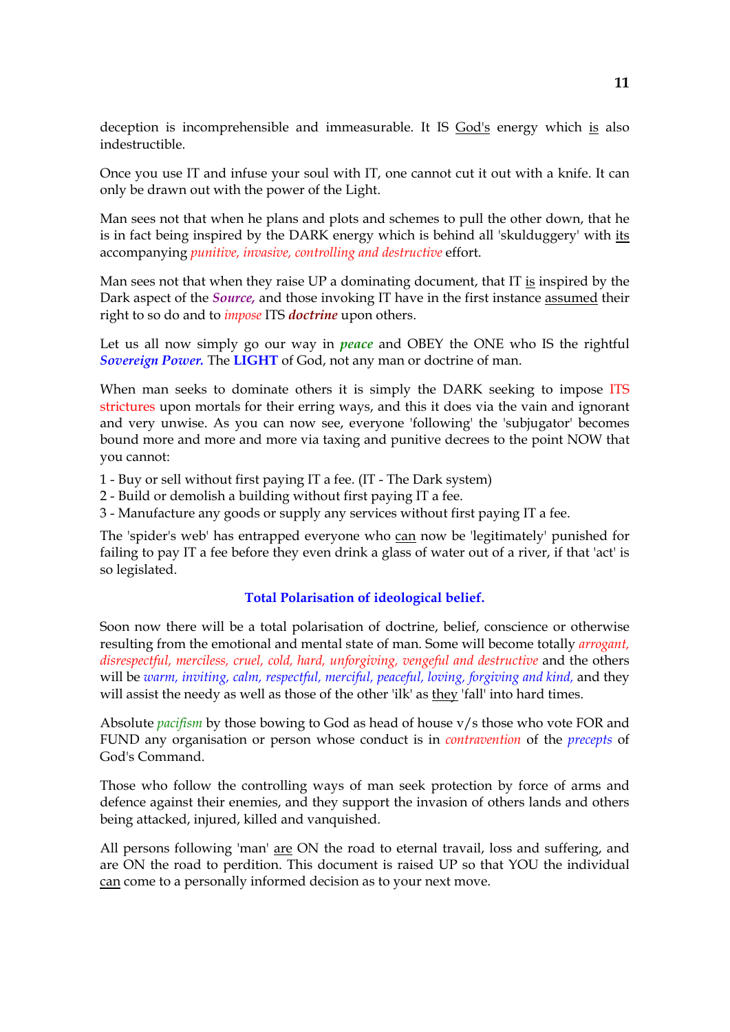deception is incomprehensible and immeasurable. It IS God's energy which is also indestructible.

Once you use IT and infuse your soul with IT, one cannot cut it out with a knife. It can only be drawn out with the power of the Light.

Man sees not that when he plans and plots and schemes to pull the other down, that he is in fact being inspired by the DARK energy which is behind all 'skulduggery' with its accompanying *punitive, invasive, controlling and destructive* effort.

Man sees not that when they raise UP a dominating document, that IT is inspired by the Dark aspect of the ***Source,*** and those invoking IT have in the first instance assumed their right to so do and to *impose* ITS ***doctrine*** upon others.

Let us all now simply go our way in ***peace*** and OBEY the ONE who IS the rightful ***Sovereign Power.*** The **LIGHT** of God, not any man or doctrine of man.

When man seeks to dominate others it is simply the DARK seeking to impose ITS strictures upon mortals for their erring ways, and this it does via the vain and ignorant and very unwise. As you can now see, everyone 'following' the 'subjugator' becomes bound more and more and more via taxing and punitive decrees to the point NOW that you cannot:

1 - Buy or sell without first paying IT a fee. (IT - The Dark system)
2 - Build or demolish a building without first paying IT a fee.
3 - Manufacture any goods or supply any services without first paying IT a fee.

The 'spider's web' has entrapped everyone who can now be 'legitimately' punished for failing to pay IT a fee before they even drink a glass of water out of a river, if that 'act' is so legislated.

## Total Polarisation of ideological belief.

Soon now there will be a total polarisation of doctrine, belief, conscience or otherwise resulting from the emotional and mental state of man. Some will become totally *arrogant, disrespectful, merciless, cruel, cold, hard, unforgiving, vengeful and destructive* and the others will be *warm, inviting, calm, respectful, merciful, peaceful, loving, forgiving and kind,* and they will assist the needy as well as those of the other 'ilk' as they 'fall' into hard times.

Absolute *pacifism* by those bowing to God as head of house v/s those who vote FOR and FUND any organisation or person whose conduct is in *contravention* of the *precepts* of God's Command.

Those who follow the controlling ways of man seek protection by force of arms and defence against their enemies, and they support the invasion of others lands and others being attacked, injured, killed and vanquished.

All persons following 'man' are ON the road to eternal travail, loss and suffering, and are ON the road to perdition. This document is raised UP so that YOU the individual can come to a personally informed decision as to your next move.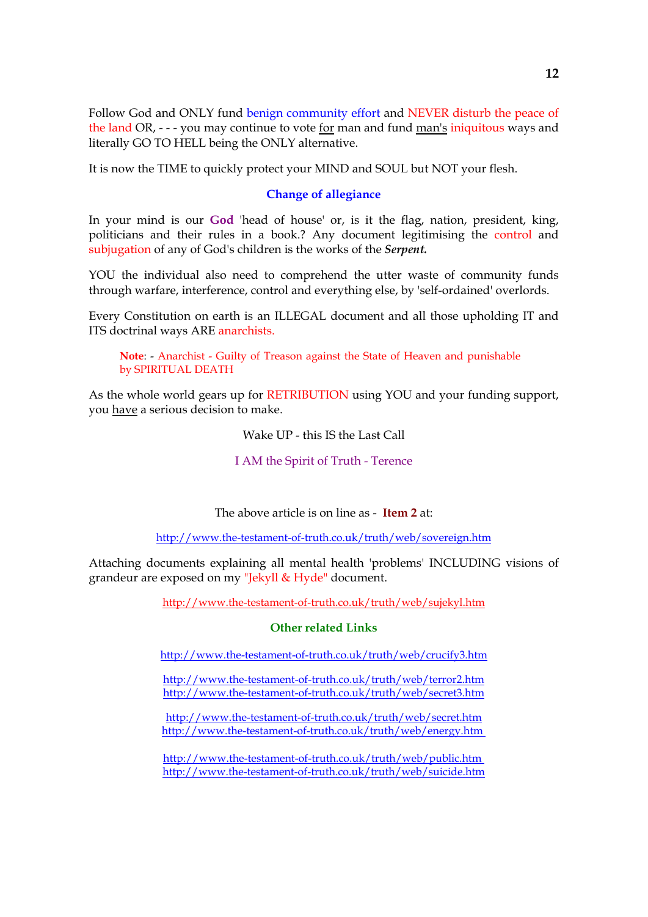Follow God and ONLY fund benign community effort and NEVER disturb the peace of the land OR, - - - you may continue to vote for man and fund man's iniquitous ways and literally GO TO HELL being the ONLY alternative.

It is now the TIME to quickly protect your MIND and SOUL but NOT your flesh.

### Change of allegiance

In your mind is our **God** 'head of house' or, is it the flag, nation, president, king, politicians and their rules in a book.? Any document legitimising the control and subjugation of any of God's children is the works of the ***Serpent.***

YOU the individual also need to comprehend the utter waste of community funds through warfare, interference, control and everything else, by 'self-ordained' overlords.

Every Constitution on earth is an ILLEGAL document and all those upholding IT and ITS doctrinal ways ARE anarchists.

> **Note**: - Anarchist - Guilty of Treason against the State of Heaven and punishable by SPIRITUAL DEATH

As the whole world gears up for RETRIBUTION using YOU and your funding support, you have a serious decision to make.

Wake UP - this IS the Last Call

I AM the Spirit of Truth - Terence

The above article is on line as - **Item 2** at:

http://www.the-testament-of-truth.co.uk/truth/web/sovereign.htm

Attaching documents explaining all mental health 'problems' INCLUDING visions of grandeur are exposed on my "Jekyll & Hyde" document.

http://www.the-testament-of-truth.co.uk/truth/web/sujekyl.htm

**Other related Links**

http://www.the-testament-of-truth.co.uk/truth/web/crucify3.htm

http://www.the-testament-of-truth.co.uk/truth/web/terror2.htm
http://www.the-testament-of-truth.co.uk/truth/web/secret3.htm

http://www.the-testament-of-truth.co.uk/truth/web/secret.htm
http://www.the-testament-of-truth.co.uk/truth/web/energy.htm

http://www.the-testament-of-truth.co.uk/truth/web/public.htm
http://www.the-testament-of-truth.co.uk/truth/web/suicide.htm